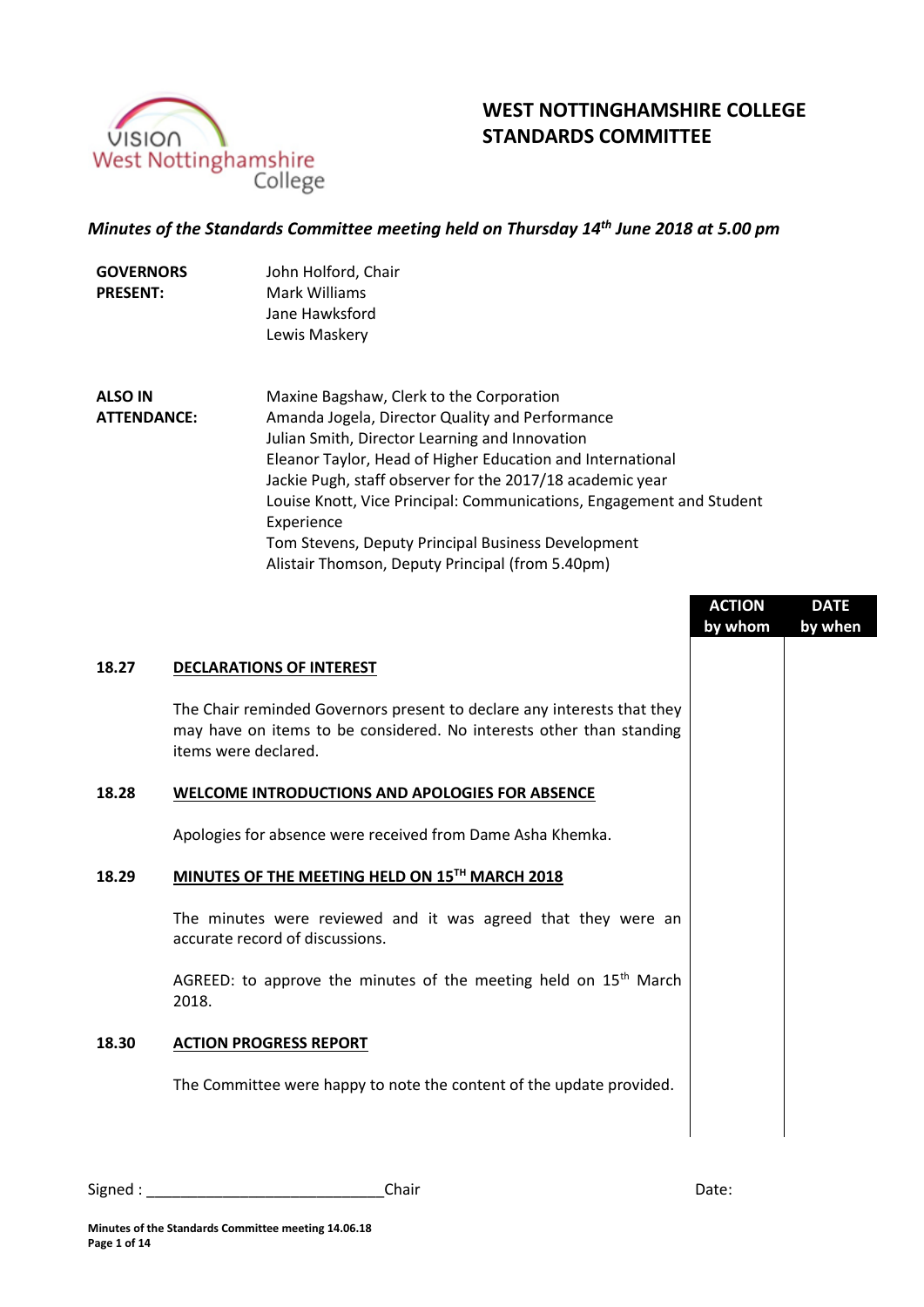# WEST NOTTINGHAMSHIRE COLLEGE
# STANDARDS COMMITTEE

***Minutes of the Standards Committee meeting held on Thursday 14th June 2018 at 5.00 pm***

| | |
|---|---|
| **GOVERNORS PRESENT:** | John Holford, Chair<br>Mark Williams<br>Jane Hawksford<br>Lewis Maskery |
| **ALSO IN ATTENDANCE:** | Maxine Bagshaw, Clerk to the Corporation<br>Amanda Jogela, Director Quality and Performance<br>Julian Smith, Director Learning and Innovation<br>Eleanor Taylor, Head of Higher Education and International<br>Jackie Pugh, staff observer for the 2017/18 academic year<br>Louise Knott, Vice Principal: Communications, Engagement and Student Experience<br>Tom Stevens, Deputy Principal Business Development<br>Alistair Thomson, Deputy Principal (from 5.40pm) |

| | | ACTION by whom | DATE by when |
|---|---|---|---|
| **18.27** | **DECLARATIONS OF INTEREST** | | |
| | The Chair reminded Governors present to declare any interests that they may have on items to be considered. No interests other than standing items were declared. | | |
| **18.28** | **WELCOME INTRODUCTIONS AND APOLOGIES FOR ABSENCE** | | |
| | Apologies for absence were received from Dame Asha Khemka. | | |
| **18.29** | **MINUTES OF THE MEETING HELD ON 15TH MARCH 2018** | | |
| | The minutes were reviewed and it was agreed that they were an accurate record of discussions. | | |
| | AGREED: to approve the minutes of the meeting held on 15th March 2018. | | |
| **18.30** | **ACTION PROGRESS REPORT** | | |
| | The Committee were happy to note the content of the update provided. | | |

Signed : ____________________________ Chair Date: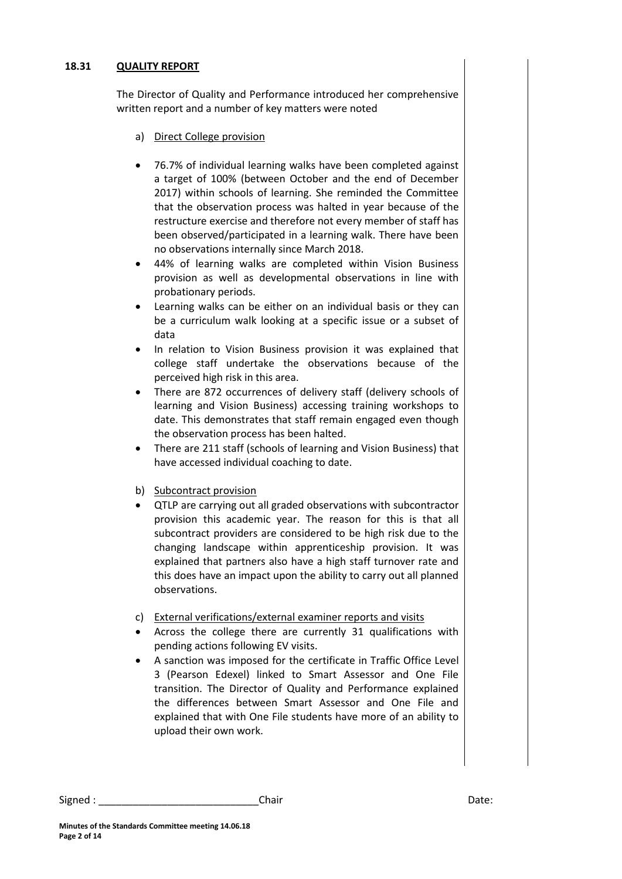**18.31 QUALITY REPORT**

The Director of Quality and Performance introduced her comprehensive written report and a number of key matters were noted

a) Direct College provision

- 76.7% of individual learning walks have been completed against a target of 100% (between October and the end of December 2017) within schools of learning. She reminded the Committee that the observation process was halted in year because of the restructure exercise and therefore not every member of staff has been observed/participated in a learning walk. There have been no observations internally since March 2018.
- 44% of learning walks are completed within Vision Business provision as well as developmental observations in line with probationary periods.
- Learning walks can be either on an individual basis or they can be a curriculum walk looking at a specific issue or a subset of data
- In relation to Vision Business provision it was explained that college staff undertake the observations because of the perceived high risk in this area.
- There are 872 occurrences of delivery staff (delivery schools of learning and Vision Business) accessing training workshops to date. This demonstrates that staff remain engaged even though the observation process has been halted.
- There are 211 staff (schools of learning and Vision Business) that have accessed individual coaching to date.

b) Subcontract provision

- QTLP are carrying out all graded observations with subcontractor provision this academic year. The reason for this is that all subcontract providers are considered to be high risk due to the changing landscape within apprenticeship provision. It was explained that partners also have a high staff turnover rate and this does have an impact upon the ability to carry out all planned observations.

c) External verifications/external examiner reports and visits

- Across the college there are currently 31 qualifications with pending actions following EV visits.
- A sanction was imposed for the certificate in Traffic Office Level 3 (Pearson Edexel) linked to Smart Assessor and One File transition. The Director of Quality and Performance explained the differences between Smart Assessor and One File and explained that with One File students have more of an ability to upload their own work.

Signed : ____________________________Chair Date:

**Minutes of the Standards Committee meeting 14.06.18**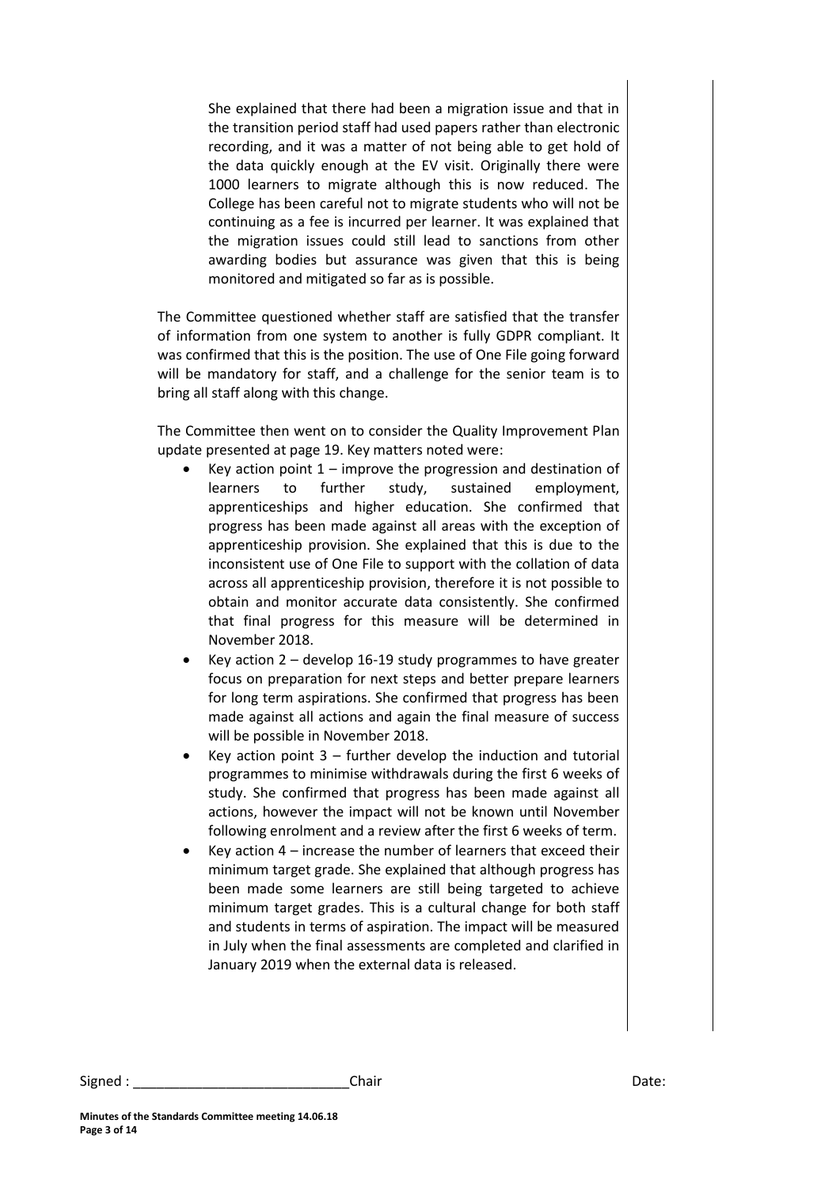She explained that there had been a migration issue and that in the transition period staff had used papers rather than electronic recording, and it was a matter of not being able to get hold of the data quickly enough at the EV visit. Originally there were 1000 learners to migrate although this is now reduced. The College has been careful not to migrate students who will not be continuing as a fee is incurred per learner. It was explained that the migration issues could still lead to sanctions from other awarding bodies but assurance was given that this is being monitored and mitigated so far as is possible.

The Committee questioned whether staff are satisfied that the transfer of information from one system to another is fully GDPR compliant. It was confirmed that this is the position. The use of One File going forward will be mandatory for staff, and a challenge for the senior team is to bring all staff along with this change.

The Committee then went on to consider the Quality Improvement Plan update presented at page 19. Key matters noted were:

- Key action point 1 – improve the progression and destination of learners to further study, sustained employment, apprenticeships and higher education. She confirmed that progress has been made against all areas with the exception of apprenticeship provision. She explained that this is due to the inconsistent use of One File to support with the collation of data across all apprenticeship provision, therefore it is not possible to obtain and monitor accurate data consistently. She confirmed that final progress for this measure will be determined in November 2018.
- Key action 2 – develop 16-19 study programmes to have greater focus on preparation for next steps and better prepare learners for long term aspirations. She confirmed that progress has been made against all actions and again the final measure of success will be possible in November 2018.
- Key action point 3 – further develop the induction and tutorial programmes to minimise withdrawals during the first 6 weeks of study. She confirmed that progress has been made against all actions, however the impact will not be known until November following enrolment and a review after the first 6 weeks of term.
- Key action 4 – increase the number of learners that exceed their minimum target grade. She explained that although progress has been made some learners are still being targeted to achieve minimum target grades. This is a cultural change for both staff and students in terms of aspiration. The impact will be measured in July when the final assessments are completed and clarified in January 2019 when the external data is released.

Signed : ____________________________Chair Date:

**Minutes of the Standards Committee meeting 14.06.18**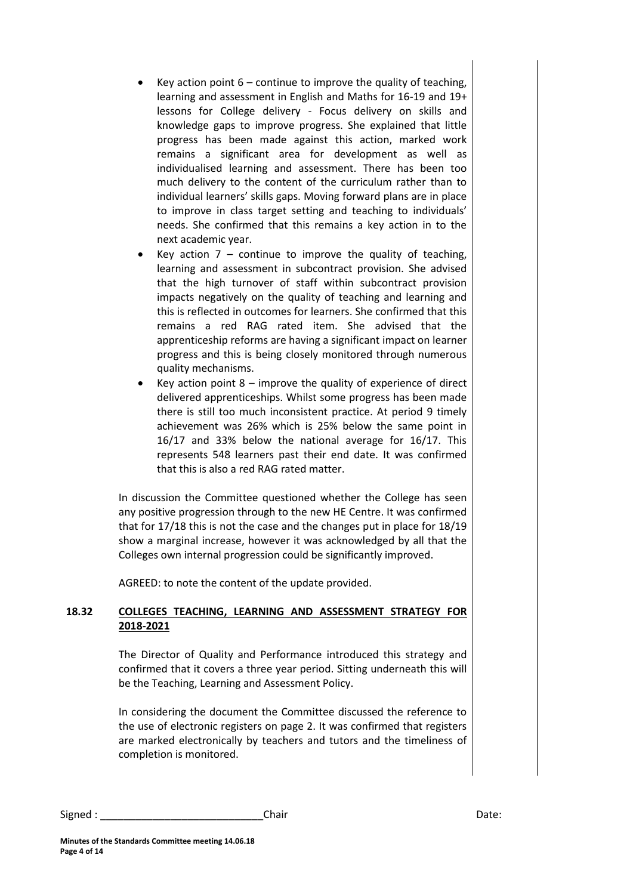- Key action point 6 – continue to improve the quality of teaching, learning and assessment in English and Maths for 16-19 and 19+ lessons for College delivery - Focus delivery on skills and knowledge gaps to improve progress. She explained that little progress has been made against this action, marked work remains a significant area for development as well as individualised learning and assessment. There has been too much delivery to the content of the curriculum rather than to individual learners' skills gaps. Moving forward plans are in place to improve in class target setting and teaching to individuals' needs. She confirmed that this remains a key action in to the next academic year.
- Key action 7 – continue to improve the quality of teaching, learning and assessment in subcontract provision. She advised that the high turnover of staff within subcontract provision impacts negatively on the quality of teaching and learning and this is reflected in outcomes for learners. She confirmed that this remains a red RAG rated item. She advised that the apprenticeship reforms are having a significant impact on learner progress and this is being closely monitored through numerous quality mechanisms.
- Key action point 8 – improve the quality of experience of direct delivered apprenticeships. Whilst some progress has been made there is still too much inconsistent practice. At period 9 timely achievement was 26% which is 25% below the same point in 16/17 and 33% below the national average for 16/17. This represents 548 learners past their end date. It was confirmed that this is also a red RAG rated matter.

In discussion the Committee questioned whether the College has seen any positive progression through to the new HE Centre. It was confirmed that for 17/18 this is not the case and the changes put in place for 18/19 show a marginal increase, however it was acknowledged by all that the Colleges own internal progression could be significantly improved.

AGREED: to note the content of the update provided.

## 18.32 COLLEGES TEACHING, LEARNING AND ASSESSMENT STRATEGY FOR 2018-2021

The Director of Quality and Performance introduced this strategy and confirmed that it covers a three year period. Sitting underneath this will be the Teaching, Learning and Assessment Policy.

In considering the document the Committee discussed the reference to the use of electronic registers on page 2. It was confirmed that registers are marked electronically by teachers and tutors and the timeliness of completion is monitored.

Signed : ____________________________Chair Date:

**Minutes of the Standards Committee meeting 14.06.18**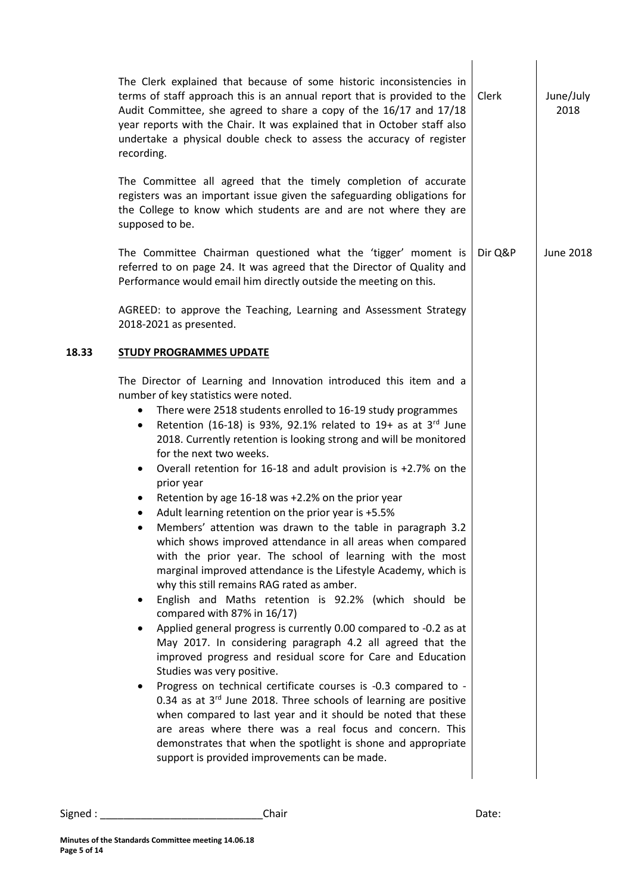The Clerk explained that because of some historic inconsistencies in terms of staff approach this is an annual report that is provided to the Audit Committee, she agreed to share a copy of the 16/17 and 17/18 year reports with the Chair. It was explained that in October staff also undertake a physical double check to assess the accuracy of register recording. | Clerk | June/July 2018

The Committee all agreed that the timely completion of accurate registers was an important issue given the safeguarding obligations for the College to know which students are and are not where they are supposed to be.

The Committee Chairman questioned what the 'tigger' moment is referred to on page 24. It was agreed that the Director of Quality and Performance would email him directly outside the meeting on this. | Dir Q&P | June 2018

AGREED: to approve the Teaching, Learning and Assessment Strategy 2018-2021 as presented.

## 18.33 STUDY PROGRAMMES UPDATE

The Director of Learning and Innovation introduced this item and a number of key statistics were noted.

- There were 2518 students enrolled to 16-19 study programmes
- Retention (16-18) is 93%, 92.1% related to 19+ as at 3rd June 2018. Currently retention is looking strong and will be monitored for the next two weeks.
- Overall retention for 16-18 and adult provision is +2.7% on the prior year
- Retention by age 16-18 was +2.2% on the prior year
- Adult learning retention on the prior year is +5.5%
- Members' attention was drawn to the table in paragraph 3.2 which shows improved attendance in all areas when compared with the prior year. The school of learning with the most marginal improved attendance is the Lifestyle Academy, which is why this still remains RAG rated as amber.
- English and Maths retention is 92.2% (which should be compared with 87% in 16/17)
- Applied general progress is currently 0.00 compared to -0.2 as at May 2017. In considering paragraph 4.2 all agreed that the improved progress and residual score for Care and Education Studies was very positive.
- Progress on technical certificate courses is -0.3 compared to -0.34 as at 3rd June 2018. Three schools of learning are positive when compared to last year and it should be noted that these are areas where there was a real focus and concern. This demonstrates that when the spotlight is shone and appropriate support is provided improvements can be made.

Signed : ____________________________ Chair Date: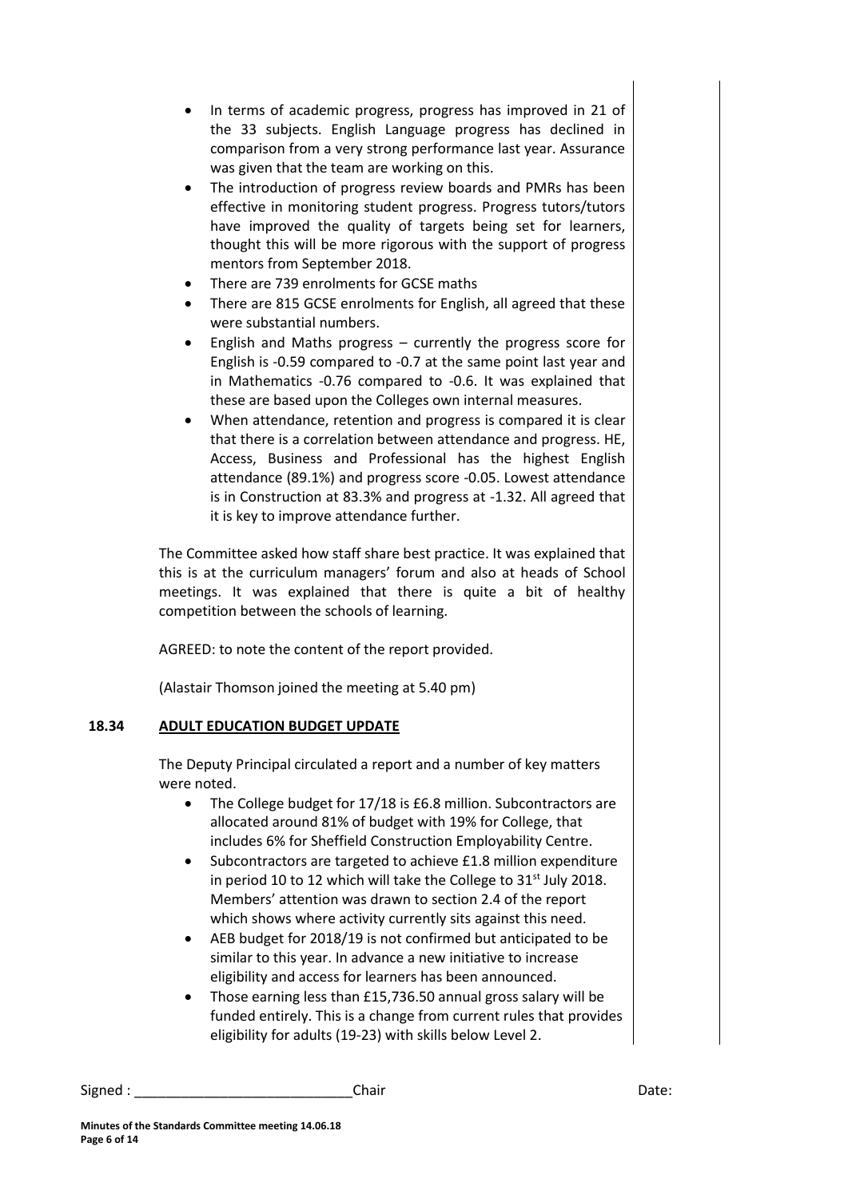- In terms of academic progress, progress has improved in 21 of the 33 subjects. English Language progress has declined in comparison from a very strong performance last year. Assurance was given that the team are working on this.
- The introduction of progress review boards and PMRs has been effective in monitoring student progress. Progress tutors/tutors have improved the quality of targets being set for learners, thought this will be more rigorous with the support of progress mentors from September 2018.
- There are 739 enrolments for GCSE maths
- There are 815 GCSE enrolments for English, all agreed that these were substantial numbers.
- English and Maths progress – currently the progress score for English is -0.59 compared to -0.7 at the same point last year and in Mathematics -0.76 compared to -0.6. It was explained that these are based upon the Colleges own internal measures.
- When attendance, retention and progress is compared it is clear that there is a correlation between attendance and progress. HE, Access, Business and Professional has the highest English attendance (89.1%) and progress score -0.05. Lowest attendance is in Construction at 83.3% and progress at -1.32. All agreed that it is key to improve attendance further.

The Committee asked how staff share best practice. It was explained that this is at the curriculum managers' forum and also at heads of School meetings. It was explained that there is quite a bit of healthy competition between the schools of learning.

AGREED: to note the content of the report provided.

(Alastair Thomson joined the meeting at 5.40 pm)

**18.34 ADULT EDUCATION BUDGET UPDATE**

The Deputy Principal circulated a report and a number of key matters were noted.

- The College budget for 17/18 is £6.8 million. Subcontractors are allocated around 81% of budget with 19% for College, that includes 6% for Sheffield Construction Employability Centre.
- Subcontractors are targeted to achieve £1.8 million expenditure in period 10 to 12 which will take the College to 31st July 2018. Members' attention was drawn to section 2.4 of the report which shows where activity currently sits against this need.
- AEB budget for 2018/19 is not confirmed but anticipated to be similar to this year. In advance a new initiative to increase eligibility and access for learners has been announced.
- Those earning less than £15,736.50 annual gross salary will be funded entirely. This is a change from current rules that provides eligibility for adults (19-23) with skills below Level 2.

Signed : ____________________________Chair Date:

**Minutes of the Standards Committee meeting 14.06.18**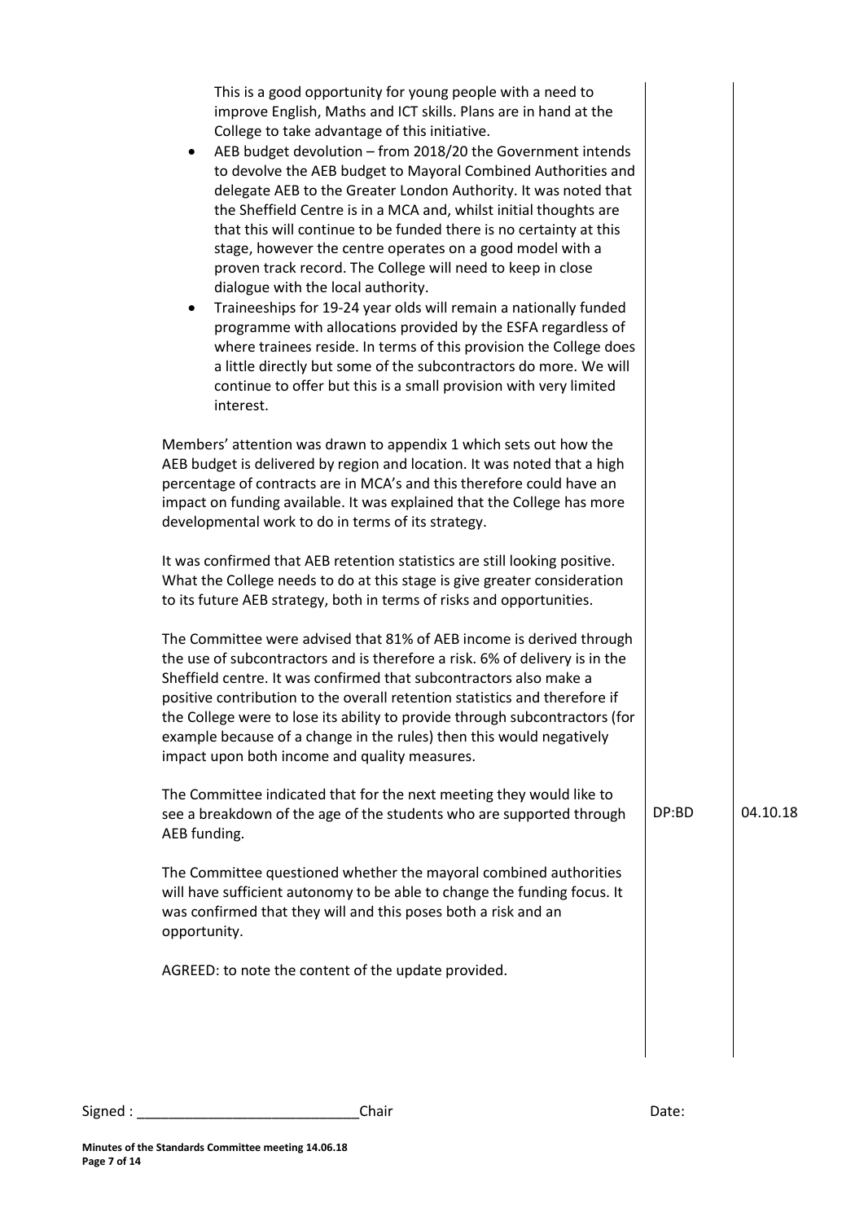This is a good opportunity for young people with a need to improve English, Maths and ICT skills. Plans are in hand at the College to take advantage of this initiative.

- AEB budget devolution – from 2018/20 the Government intends to devolve the AEB budget to Mayoral Combined Authorities and delegate AEB to the Greater London Authority. It was noted that the Sheffield Centre is in a MCA and, whilst initial thoughts are that this will continue to be funded there is no certainty at this stage, however the centre operates on a good model with a proven track record. The College will need to keep in close dialogue with the local authority.
- Traineeships for 19-24 year olds will remain a nationally funded programme with allocations provided by the ESFA regardless of where trainees reside. In terms of this provision the College does a little directly but some of the subcontractors do more. We will continue to offer but this is a small provision with very limited interest.

Members' attention was drawn to appendix 1 which sets out how the AEB budget is delivered by region and location. It was noted that a high percentage of contracts are in MCA's and this therefore could have an impact on funding available. It was explained that the College has more developmental work to do in terms of its strategy.

It was confirmed that AEB retention statistics are still looking positive. What the College needs to do at this stage is give greater consideration to its future AEB strategy, both in terms of risks and opportunities.

The Committee were advised that 81% of AEB income is derived through the use of subcontractors and is therefore a risk. 6% of delivery is in the Sheffield centre. It was confirmed that subcontractors also make a positive contribution to the overall retention statistics and therefore if the College were to lose its ability to provide through subcontractors (for example because of a change in the rules) then this would negatively impact upon both income and quality measures.

| | | |
|---|---|---|
| The Committee indicated that for the next meeting they would like to see a breakdown of the age of the students who are supported through AEB funding. | DP:BD | 04.10.18 |

The Committee questioned whether the mayoral combined authorities will have sufficient autonomy to be able to change the funding focus. It was confirmed that they will and this poses both a risk and an opportunity.

AGREED: to note the content of the update provided.

Signed : ____________________________Chair Date: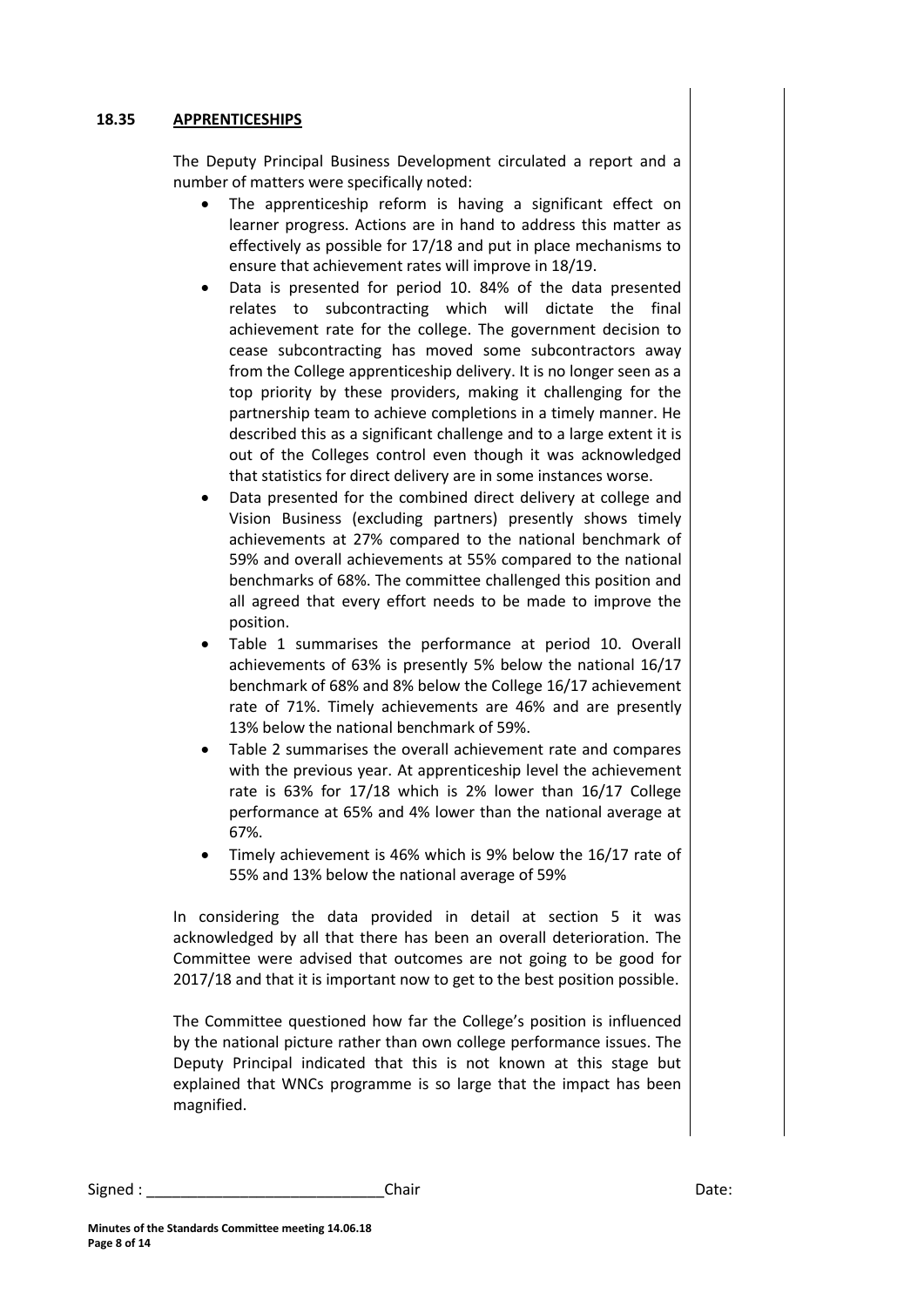**18.35 APPRENTICESHIPS**

The Deputy Principal Business Development circulated a report and a number of matters were specifically noted:

- The apprenticeship reform is having a significant effect on learner progress. Actions are in hand to address this matter as effectively as possible for 17/18 and put in place mechanisms to ensure that achievement rates will improve in 18/19.
- Data is presented for period 10. 84% of the data presented relates to subcontracting which will dictate the final achievement rate for the college. The government decision to cease subcontracting has moved some subcontractors away from the College apprenticeship delivery. It is no longer seen as a top priority by these providers, making it challenging for the partnership team to achieve completions in a timely manner. He described this as a significant challenge and to a large extent it is out of the Colleges control even though it was acknowledged that statistics for direct delivery are in some instances worse.
- Data presented for the combined direct delivery at college and Vision Business (excluding partners) presently shows timely achievements at 27% compared to the national benchmark of 59% and overall achievements at 55% compared to the national benchmarks of 68%. The committee challenged this position and all agreed that every effort needs to be made to improve the position.
- Table 1 summarises the performance at period 10. Overall achievements of 63% is presently 5% below the national 16/17 benchmark of 68% and 8% below the College 16/17 achievement rate of 71%. Timely achievements are 46% and are presently 13% below the national benchmark of 59%.
- Table 2 summarises the overall achievement rate and compares with the previous year. At apprenticeship level the achievement rate is 63% for 17/18 which is 2% lower than 16/17 College performance at 65% and 4% lower than the national average at 67%.
- Timely achievement is 46% which is 9% below the 16/17 rate of 55% and 13% below the national average of 59%

In considering the data provided in detail at section 5 it was acknowledged by all that there has been an overall deterioration. The Committee were advised that outcomes are not going to be good for 2017/18 and that it is important now to get to the best position possible.

The Committee questioned how far the College's position is influenced by the national picture rather than own college performance issues. The Deputy Principal indicated that this is not known at this stage but explained that WNCs programme is so large that the impact has been magnified.

Signed : ____________________________Chair Date: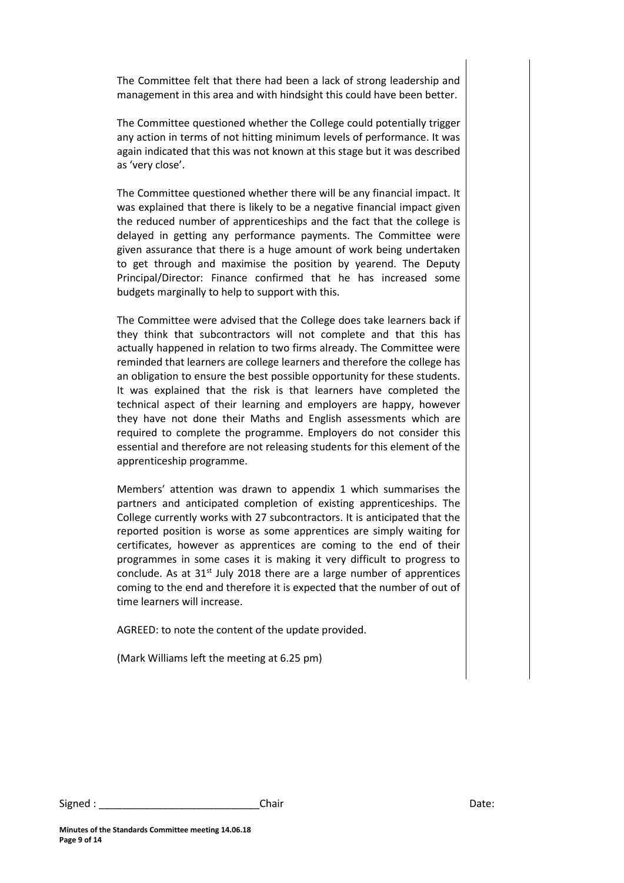The Committee felt that there had been a lack of strong leadership and management in this area and with hindsight this could have been better.

The Committee questioned whether the College could potentially trigger any action in terms of not hitting minimum levels of performance. It was again indicated that this was not known at this stage but it was described as 'very close'.

The Committee questioned whether there will be any financial impact. It was explained that there is likely to be a negative financial impact given the reduced number of apprenticeships and the fact that the college is delayed in getting any performance payments. The Committee were given assurance that there is a huge amount of work being undertaken to get through and maximise the position by yearend. The Deputy Principal/Director: Finance confirmed that he has increased some budgets marginally to help to support with this.

The Committee were advised that the College does take learners back if they think that subcontractors will not complete and that this has actually happened in relation to two firms already. The Committee were reminded that learners are college learners and therefore the college has an obligation to ensure the best possible opportunity for these students. It was explained that the risk is that learners have completed the technical aspect of their learning and employers are happy, however they have not done their Maths and English assessments which are required to complete the programme. Employers do not consider this essential and therefore are not releasing students for this element of the apprenticeship programme.

Members' attention was drawn to appendix 1 which summarises the partners and anticipated completion of existing apprenticeships. The College currently works with 27 subcontractors. It is anticipated that the reported position is worse as some apprentices are simply waiting for certificates, however as apprentices are coming to the end of their programmes in some cases it is making it very difficult to progress to conclude. As at 31st July 2018 there are a large number of apprentices coming to the end and therefore it is expected that the number of out of time learners will increase.

AGREED: to note the content of the update provided.

(Mark Williams left the meeting at 6.25 pm)

Signed : ____________________________Chair Date:

**Minutes of the Standards Committee meeting 14.06.18**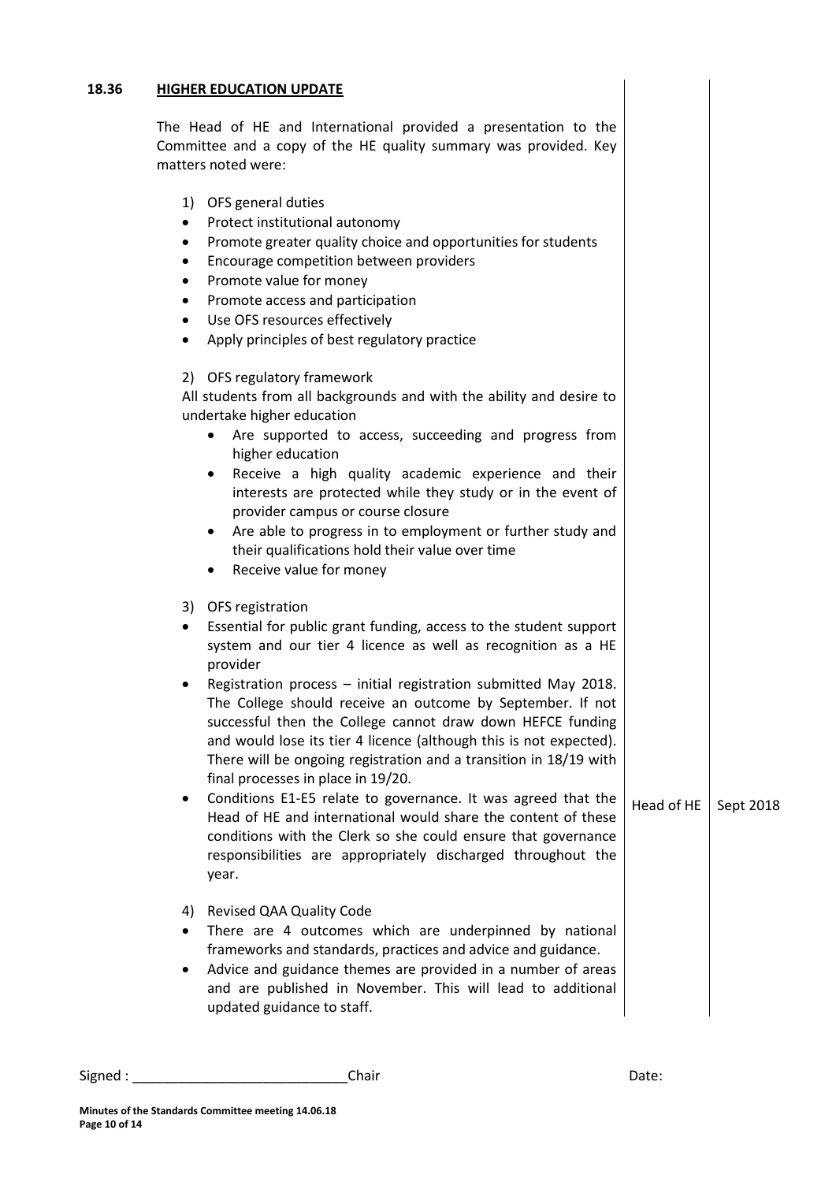**18.36 HIGHER EDUCATION UPDATE**

The Head of HE and International provided a presentation to the Committee and a copy of the HE quality summary was provided. Key matters noted were:

1) OFS general duties

- Protect institutional autonomy
- Promote greater quality choice and opportunities for students
- Encourage competition between providers
- Promote value for money
- Promote access and participation
- Use OFS resources effectively
- Apply principles of best regulatory practice

2) OFS regulatory framework

All students from all backgrounds and with the ability and desire to undertake higher education

- Are supported to access, succeeding and progress from higher education
- Receive a high quality academic experience and their interests are protected while they study or in the event of provider campus or course closure
- Are able to progress in to employment or further study and their qualifications hold their value over time
- Receive value for money

3) OFS registration

- Essential for public grant funding, access to the student support system and our tier 4 licence as well as recognition as a HE provider
- Registration process – initial registration submitted May 2018. The College should receive an outcome by September. If not successful then the College cannot draw down HEFCE funding and would lose its tier 4 licence (although this is not expected). There will be ongoing registration and a transition in 18/19 with final processes in place in 19/20.
- Conditions E1-E5 relate to governance. It was agreed that the Head of HE and international would share the content of these conditions with the Clerk so she could ensure that governance responsibilities are appropriately discharged throughout the year. — **Head of HE** — **Sept 2018**

4) Revised QAA Quality Code

- There are 4 outcomes which are underpinned by national frameworks and standards, practices and advice and guidance.
- Advice and guidance themes are provided in a number of areas and are published in November. This will lead to additional updated guidance to staff.

Signed : ____________________________Chair Date:

**Minutes of the Standards Committee meeting 14.06.18**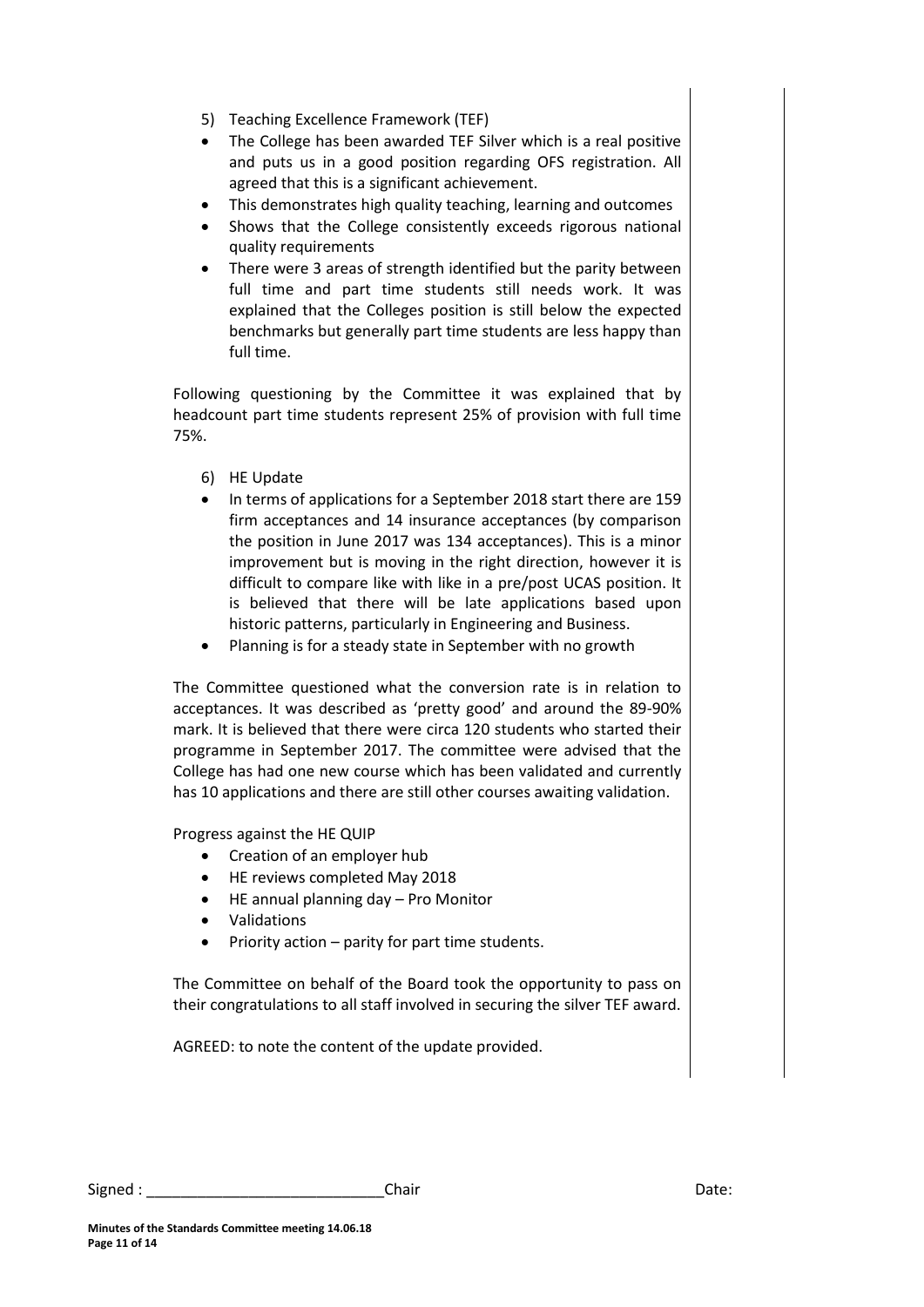5) Teaching Excellence Framework (TEF)

- The College has been awarded TEF Silver which is a real positive and puts us in a good position regarding OFS registration. All agreed that this is a significant achievement.
- This demonstrates high quality teaching, learning and outcomes
- Shows that the College consistently exceeds rigorous national quality requirements
- There were 3 areas of strength identified but the parity between full time and part time students still needs work. It was explained that the Colleges position is still below the expected benchmarks but generally part time students are less happy than full time.

Following questioning by the Committee it was explained that by headcount part time students represent 25% of provision with full time 75%.

6) HE Update

- In terms of applications for a September 2018 start there are 159 firm acceptances and 14 insurance acceptances (by comparison the position in June 2017 was 134 acceptances). This is a minor improvement but is moving in the right direction, however it is difficult to compare like with like in a pre/post UCAS position. It is believed that there will be late applications based upon historic patterns, particularly in Engineering and Business.
- Planning is for a steady state in September with no growth

The Committee questioned what the conversion rate is in relation to acceptances. It was described as 'pretty good' and around the 89-90% mark. It is believed that there were circa 120 students who started their programme in September 2017. The committee were advised that the College has had one new course which has been validated and currently has 10 applications and there are still other courses awaiting validation.

Progress against the HE QUIP

- Creation of an employer hub
- HE reviews completed May 2018
- HE annual planning day – Pro Monitor
- Validations
- Priority action – parity for part time students.

The Committee on behalf of the Board took the opportunity to pass on their congratulations to all staff involved in securing the silver TEF award.

AGREED: to note the content of the update provided.

Signed : ____________________________Chair Date:

**Minutes of the Standards Committee meeting 14.06.18**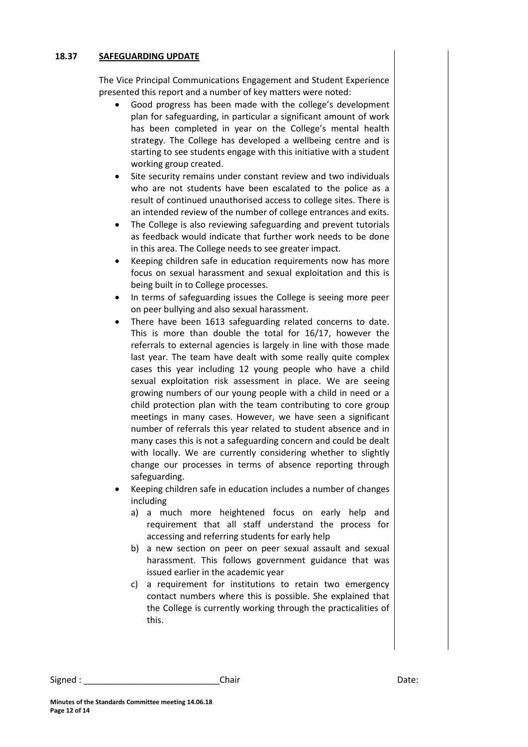**18.37 SAFEGUARDING UPDATE**

The Vice Principal Communications Engagement and Student Experience presented this report and a number of key matters were noted:

- Good progress has been made with the college's development plan for safeguarding, in particular a significant amount of work has been completed in year on the College's mental health strategy. The College has developed a wellbeing centre and is starting to see students engage with this initiative with a student working group created.
- Site security remains under constant review and two individuals who are not students have been escalated to the police as a result of continued unauthorised access to college sites. There is an intended review of the number of college entrances and exits.
- The College is also reviewing safeguarding and prevent tutorials as feedback would indicate that further work needs to be done in this area. The College needs to see greater impact.
- Keeping children safe in education requirements now has more focus on sexual harassment and sexual exploitation and this is being built in to College processes.
- In terms of safeguarding issues the College is seeing more peer on peer bullying and also sexual harassment.
- There have been 1613 safeguarding related concerns to date. This is more than double the total for 16/17, however the referrals to external agencies is largely in line with those made last year. The team have dealt with some really quite complex cases this year including 12 young people who have a child sexual exploitation risk assessment in place. We are seeing growing numbers of our young people with a child in need or a child protection plan with the team contributing to core group meetings in many cases. However, we have seen a significant number of referrals this year related to student absence and in many cases this is not a safeguarding concern and could be dealt with locally. We are currently considering whether to slightly change our processes in terms of absence reporting through safeguarding.
- Keeping children safe in education includes a number of changes including
  a) a much more heightened focus on early help and requirement that all staff understand the process for accessing and referring students for early help
  b) a new section on peer on peer sexual assault and sexual harassment. This follows government guidance that was issued earlier in the academic year
  c) a requirement for institutions to retain two emergency contact numbers where this is possible. She explained that the College is currently working through the practicalities of this.

Signed : ____________________________Chair Date: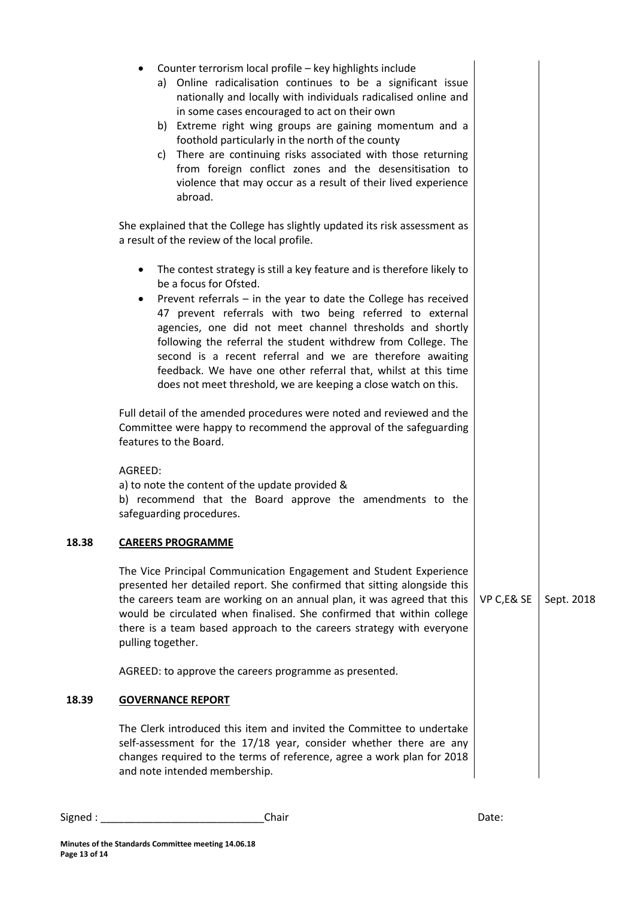- Counter terrorism local profile – key highlights include
  a) Online radicalisation continues to be a significant issue nationally and locally with individuals radicalised online and in some cases encouraged to act on their own
  b) Extreme right wing groups are gaining momentum and a foothold particularly in the north of the county
  c) There are continuing risks associated with those returning from foreign conflict zones and the desensitisation to violence that may occur as a result of their lived experience abroad.

She explained that the College has slightly updated its risk assessment as a result of the review of the local profile.

- The contest strategy is still a key feature and is therefore likely to be a focus for Ofsted.
- Prevent referrals – in the year to date the College has received 47 prevent referrals with two being referred to external agencies, one did not meet channel thresholds and shortly following the referral the student withdrew from College. The second is a recent referral and we are therefore awaiting feedback. We have one other referral that, whilst at this time does not meet threshold, we are keeping a close watch on this.

Full detail of the amended procedures were noted and reviewed and the Committee were happy to recommend the approval of the safeguarding features to the Board.

AGREED:
a) to note the content of the update provided &
b) recommend that the Board approve the amendments to the safeguarding procedures.

**18.38 CAREERS PROGRAMME**

The Vice Principal Communication Engagement and Student Experience presented her detailed report. She confirmed that sitting alongside this the careers team are working on an annual plan, it was agreed that this would be circulated when finalised. She confirmed that within college there is a team based approach to the careers strategy with everyone pulling together. — **VP C,E& SE** — **Sept. 2018**

AGREED: to approve the careers programme as presented.

**18.39 GOVERNANCE REPORT**

The Clerk introduced this item and invited the Committee to undertake self-assessment for the 17/18 year, consider whether there are any changes required to the terms of reference, agree a work plan for 2018 and note intended membership.

Signed : ____________________________Chair Date:

**Minutes of the Standards Committee meeting 14.06.18**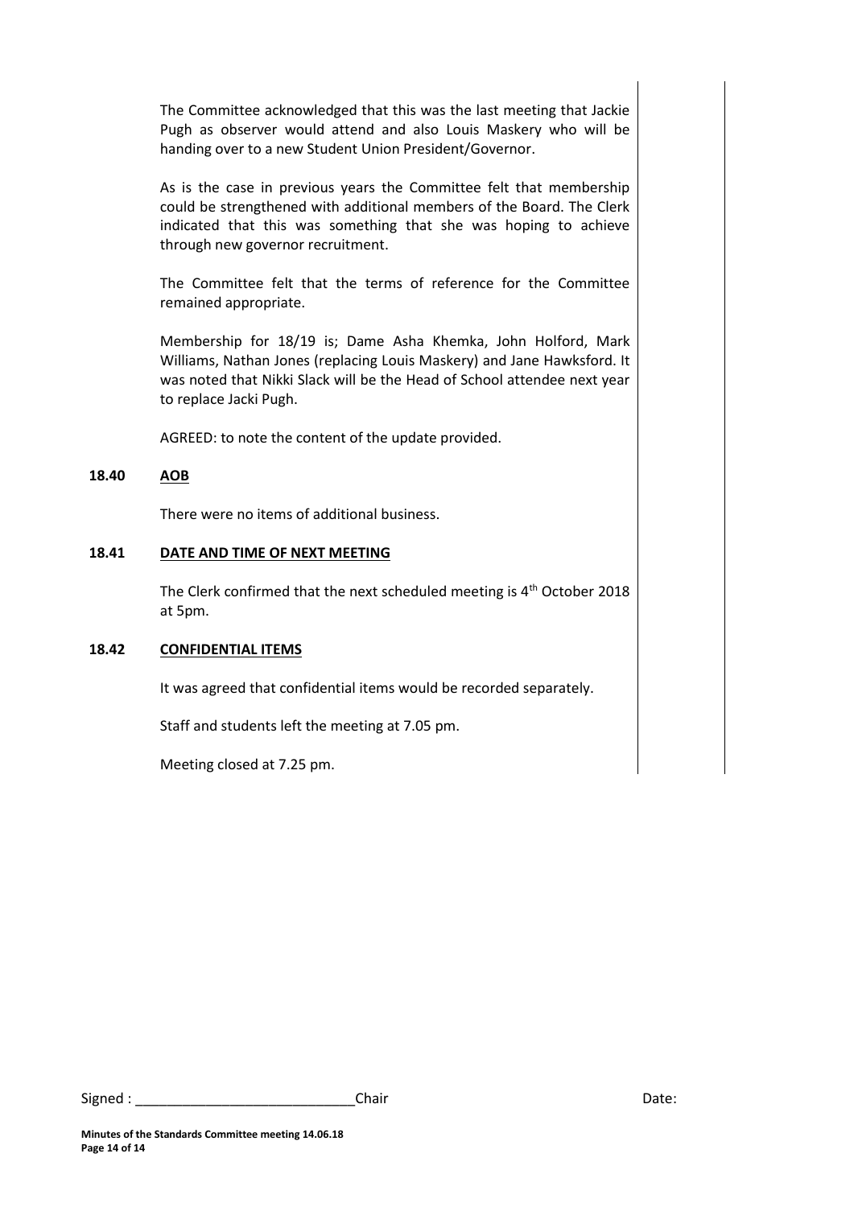The Committee acknowledged that this was the last meeting that Jackie Pugh as observer would attend and also Louis Maskery who will be handing over to a new Student Union President/Governor.

As is the case in previous years the Committee felt that membership could be strengthened with additional members of the Board. The Clerk indicated that this was something that she was hoping to achieve through new governor recruitment.

The Committee felt that the terms of reference for the Committee remained appropriate.

Membership for 18/19 is; Dame Asha Khemka, John Holford, Mark Williams, Nathan Jones (replacing Louis Maskery) and Jane Hawksford. It was noted that Nikki Slack will be the Head of School attendee next year to replace Jacki Pugh.

AGREED: to note the content of the update provided.

**18.40 AOB**

There were no items of additional business.

**18.41 DATE AND TIME OF NEXT MEETING**

The Clerk confirmed that the next scheduled meeting is 4th October 2018 at 5pm.

**18.42 CONFIDENTIAL ITEMS**

It was agreed that confidential items would be recorded separately.

Staff and students left the meeting at 7.05 pm.

Meeting closed at 7.25 pm.

Signed : ____________________________Chair Date: